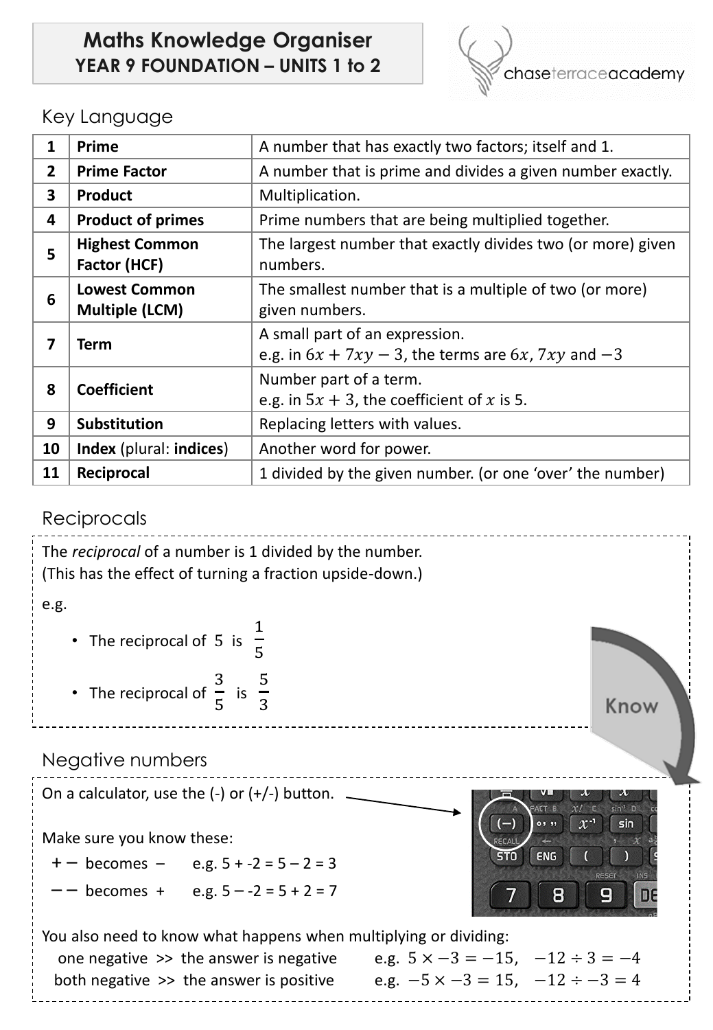# Maths Knowledge Organiser
## YEAR 9 FOUNDATION – UNITS 1 to 2

## Key Language

| | | |
|---|---|---|
| 1 | **Prime** | A number that has exactly two factors; itself and 1. |
| 2 | **Prime Factor** | A number that is prime and divides a given number exactly. |
| 3 | **Product** | Multiplication. |
| 4 | **Product of primes** | Prime numbers that are being multiplied together. |
| 5 | **Highest Common Factor (HCF)** | The largest number that exactly divides two (or more) given numbers. |
| 6 | **Lowest Common Multiple (LCM)** | The smallest number that is a multiple of two (or more) given numbers. |
| 7 | **Term** | A small part of an expression. e.g. in $6x + 7xy - 3$, the terms are $6x$, $7xy$ and $-3$ |
| 8 | **Coefficient** | Number part of a term. e.g. in $5x + 3$, the coefficient of $x$ is 5. |
| 9 | **Substitution** | Replacing letters with values. |
| 10 | **Index** (plural: **indices**) | Another word for power. |
| 11 | **Reciprocal** | 1 divided by the given number. (or one 'over' the number) |

## Reciprocals

The *reciprocal* of a number is 1 divided by the number.
(This has the effect of turning a fraction upside-down.)

e.g.

- The reciprocal of 5 is $\frac{1}{5}$
- The reciprocal of $\frac{3}{5}$ is $\frac{5}{3}$

Know

## Negative numbers

On a calculator, use the (-) or (+/-) button.

Make sure you know these:

$+-$ becomes $-$ e.g. 5 + -2 = 5 – 2 = 3

$--$ becomes + e.g. 5 – -2 = 5 + 2 = 7

You also need to know what happens when multiplying or dividing:

one negative >> the answer is negative e.g. $5 \times -3 = -15$, $-12 \div 3 = -4$

both negative >> the answer is positive e.g. $-5 \times -3 = 15$, $-12 \div -3 = 4$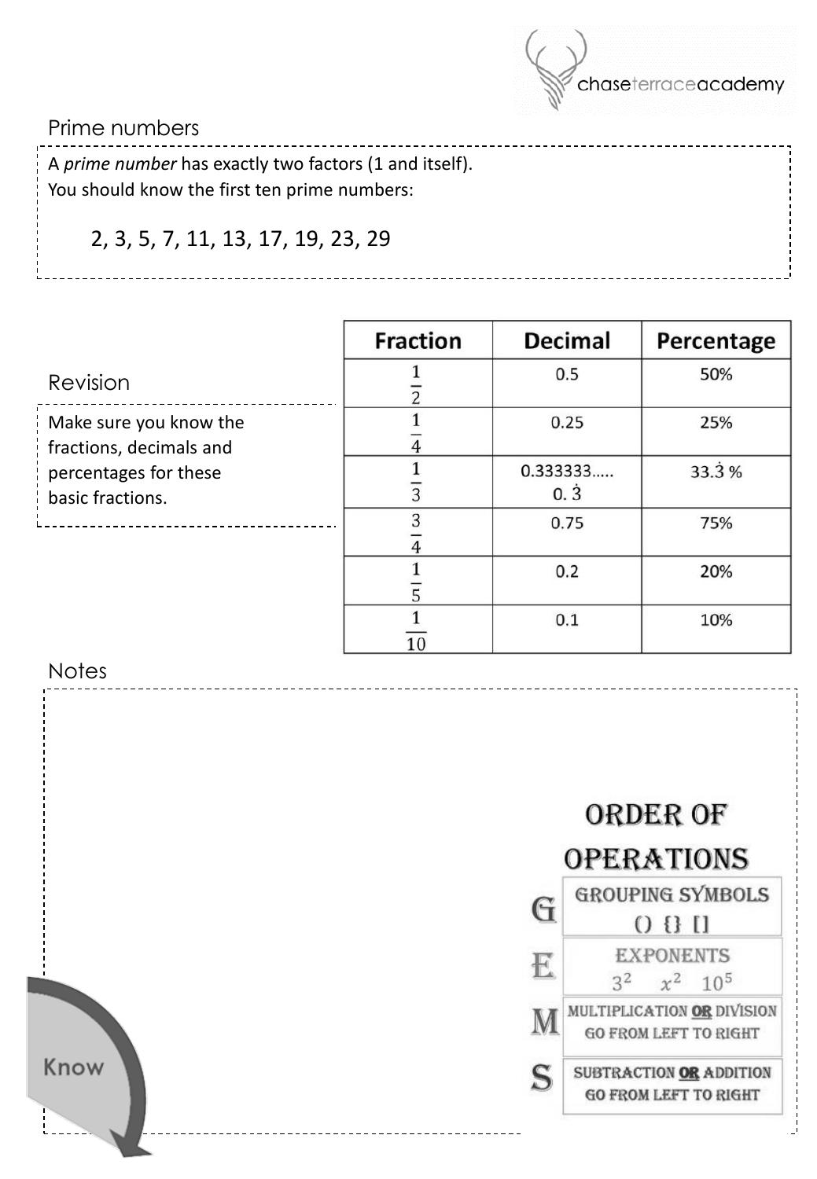## Prime numbers

A *prime number* has exactly two factors (1 and itself).
You should know the first ten prime numbers:

2, 3, 5, 7, 11, 13, 17, 19, 23, 29

## Revision

Make sure you know the fractions, decimals and percentages for these basic fractions.

| Fraction | Decimal | Percentage |
|---|---|---|
| $\frac{1}{2}$ | 0.5 | 50% |
| $\frac{1}{4}$ | 0.25 | 25% |
| $\frac{1}{3}$ | 0.333333….. $0.\dot{3}$ | $33.\dot{3}$ % |
| $\frac{3}{4}$ | 0.75 | 75% |
| $\frac{1}{5}$ | 0.2 | 20% |
| $\frac{1}{10}$ | 0.1 | 10% |

## Notes

### ORDER OF OPERATIONS

| | |
|---|---|
| G | GROUPING SYMBOLS () {} [] |
| E | EXPONENTS $3^2$ $x^2$ $10^5$ |
| M | MULTIPLICATION **OR** DIVISION GO FROM LEFT TO RIGHT |
| S | SUBTRACTION **OR** ADDITION GO FROM LEFT TO RIGHT |

Know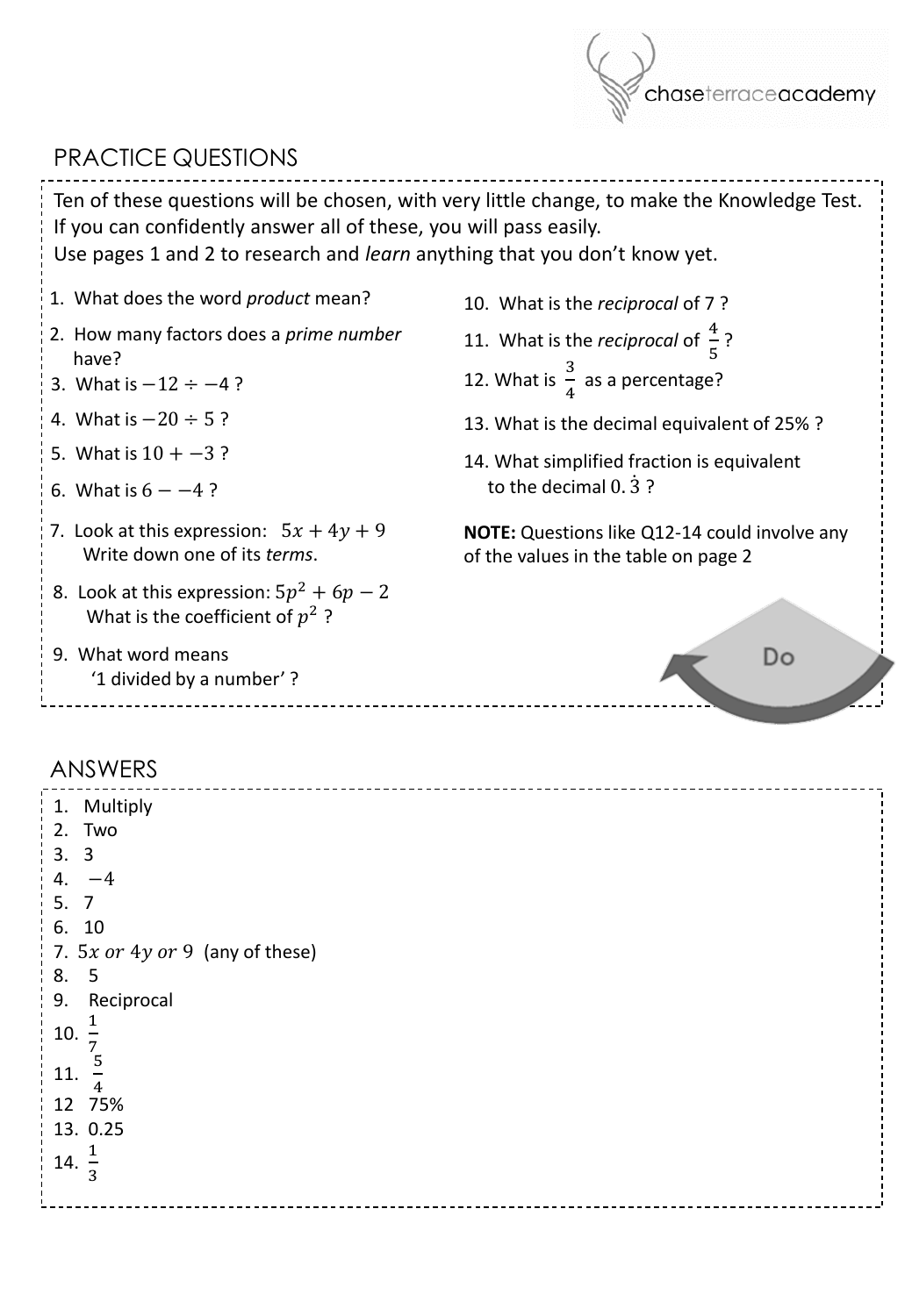## PRACTICE QUESTIONS

Ten of these questions will be chosen, with very little change, to make the Knowledge Test. If you can confidently answer all of these, you will pass easily.
Use pages 1 and 2 to research and *learn* anything that you don't know yet.

1. What does the word *product* mean?
2. How many factors does a *prime number* have?
3. What is $-12 \div -4$ ?
4. What is $-20 \div 5$ ?
5. What is $10 + -3$ ?
6. What is $6 - -4$ ?
7. Look at this expression: $5x + 4y + 9$
   Write down one of its *terms*.
8. Look at this expression: $5p^2 + 6p - 2$
   What is the coefficient of $p^2$ ?
9. What word means
   '1 divided by a number' ?
10. What is the *reciprocal* of 7 ?
11. What is the *reciprocal* of $\frac{4}{5}$ ?
12. What is $\frac{3}{4}$ as a percentage?
13. What is the decimal equivalent of 25% ?
14. What simplified fraction is equivalent to the decimal $0.\dot{3}$ ?

**NOTE:** Questions like Q12-14 could involve any of the values in the table on page 2

Do

## ANSWERS

1. Multiply
2. Two
3. 3
4. $-4$
5. 7
6. 10
7. $5x$ or $4y$ or $9$ (any of these)
8. 5
9. Reciprocal
10. $\frac{1}{7}$
11. $\frac{5}{4}$
12. 75%
13. 0.25
14. $\frac{1}{3}$